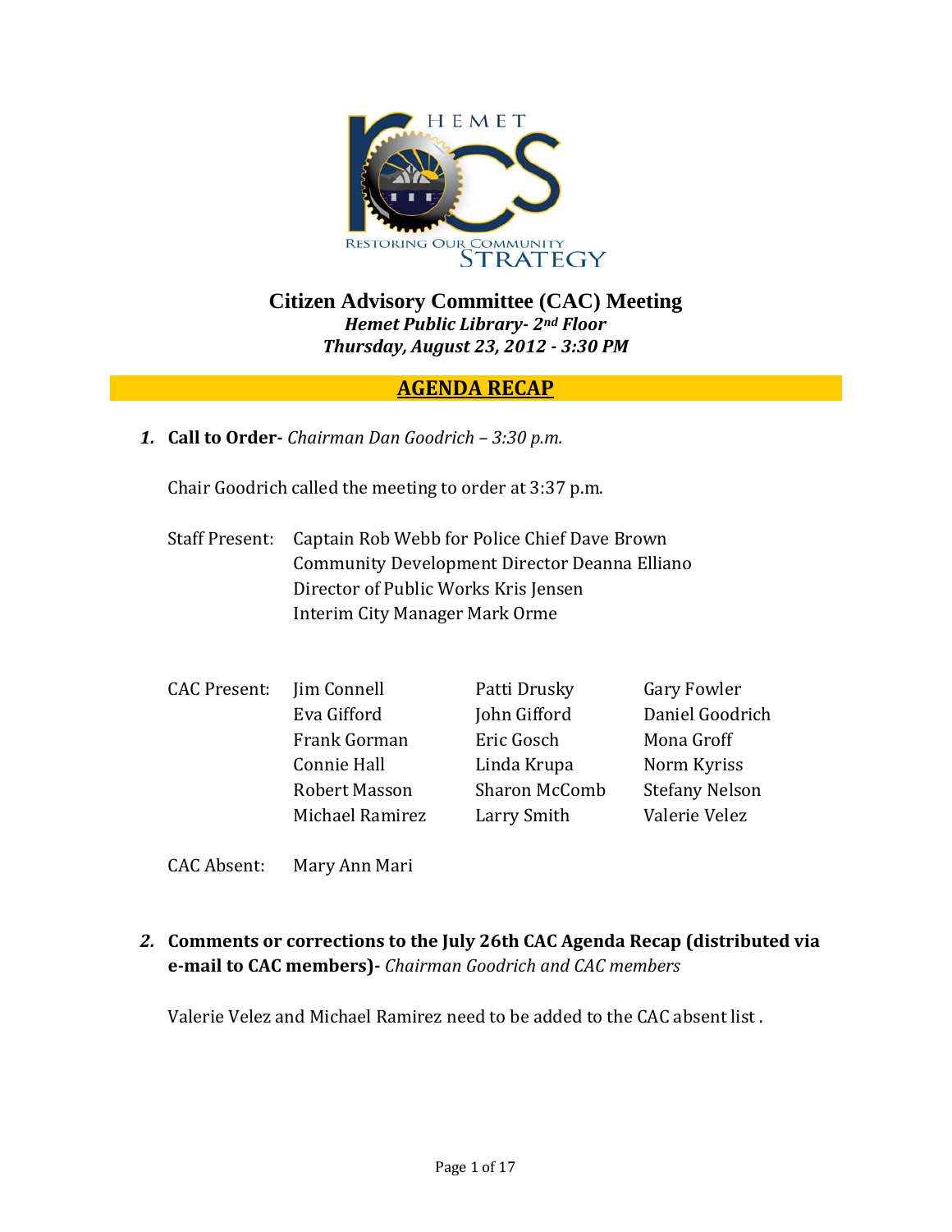# Citizen Advisory Committee (CAC) Meeting

***Hemet Public Library- 2nd Floor***
***Thursday, August 23, 2012 - 3:30 PM***

## AGENDA RECAP

1. **Call to Order-** *Chairman Dan Goodrich – 3:30 p.m.*

   Chair Goodrich called the meeting to order at 3:37 p.m.

   Staff Present: Captain Rob Webb for Police Chief Dave Brown
   Community Development Director Deanna Elliano
   Director of Public Works Kris Jensen
   Interim City Manager Mark Orme

   CAC Present:

   | | | |
   |---|---|---|
   | Jim Connell | Patti Drusky | Gary Fowler |
   | Eva Gifford | John Gifford | Daniel Goodrich |
   | Frank Gorman | Eric Gosch | Mona Groff |
   | Connie Hall | Linda Krupa | Norm Kyriss |
   | Robert Masson | Sharon McComb | Stefany Nelson |
   | Michael Ramirez | Larry Smith | Valerie Velez |

   CAC Absent: Mary Ann Mari

2. **Comments or corrections to the July 26th CAC Agenda Recap (distributed via e-mail to CAC members)-** *Chairman Goodrich and CAC members*

   Valerie Velez and Michael Ramirez need to be added to the CAC absent list .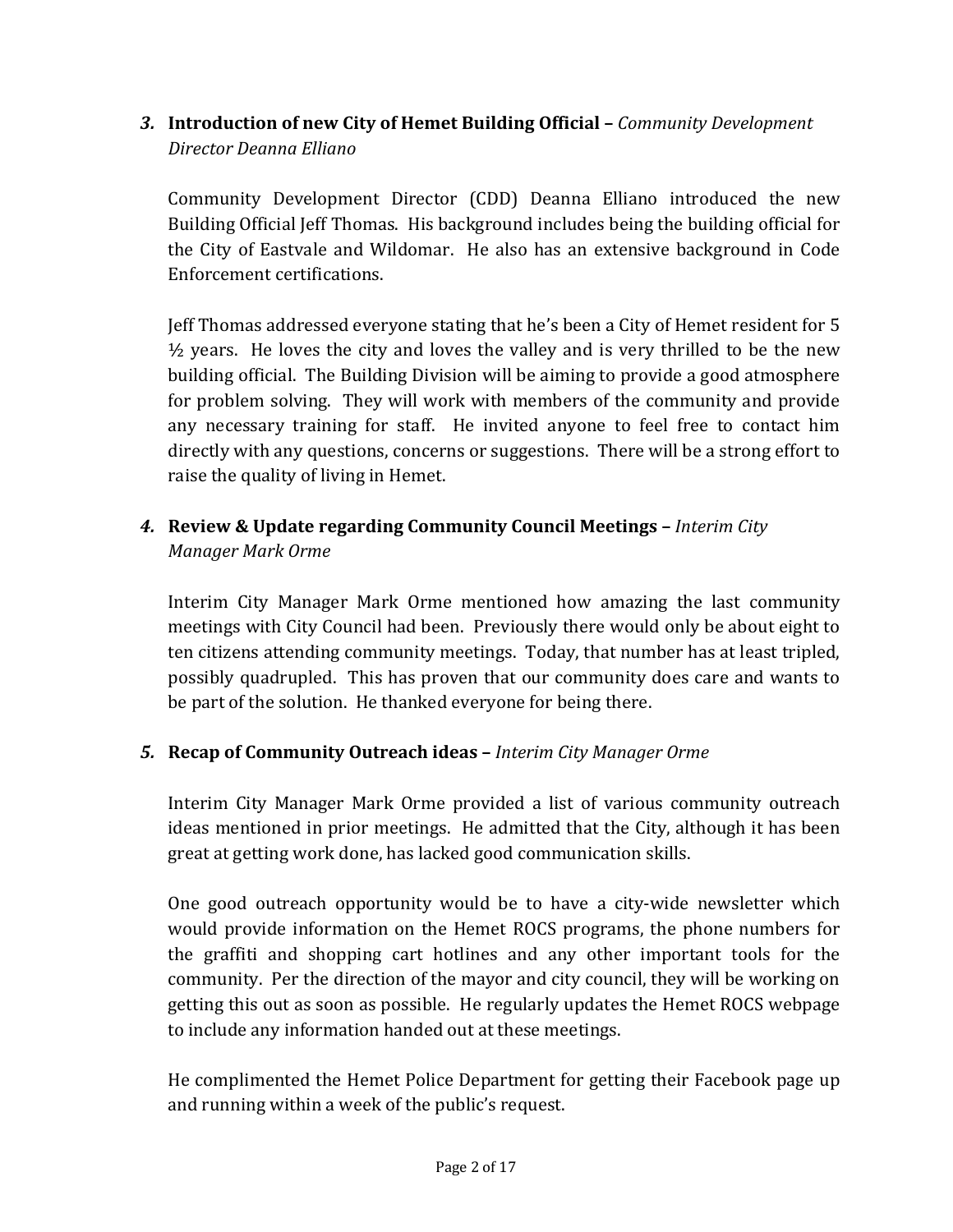***3.*** **Introduction of new City of Hemet Building Official –** *Community Development Director Deanna Elliano*

Community Development Director (CDD) Deanna Elliano introduced the new Building Official Jeff Thomas. His background includes being the building official for the City of Eastvale and Wildomar. He also has an extensive background in Code Enforcement certifications.

Jeff Thomas addressed everyone stating that he's been a City of Hemet resident for 5 ½ years. He loves the city and loves the valley and is very thrilled to be the new building official. The Building Division will be aiming to provide a good atmosphere for problem solving. They will work with members of the community and provide any necessary training for staff. He invited anyone to feel free to contact him directly with any questions, concerns or suggestions. There will be a strong effort to raise the quality of living in Hemet.

***4.*** **Review & Update regarding Community Council Meetings –** *Interim City Manager Mark Orme*

Interim City Manager Mark Orme mentioned how amazing the last community meetings with City Council had been. Previously there would only be about eight to ten citizens attending community meetings. Today, that number has at least tripled, possibly quadrupled. This has proven that our community does care and wants to be part of the solution. He thanked everyone for being there.

***5.*** **Recap of Community Outreach ideas –** *Interim City Manager Orme*

Interim City Manager Mark Orme provided a list of various community outreach ideas mentioned in prior meetings. He admitted that the City, although it has been great at getting work done, has lacked good communication skills.

One good outreach opportunity would be to have a city-wide newsletter which would provide information on the Hemet ROCS programs, the phone numbers for the graffiti and shopping cart hotlines and any other important tools for the community. Per the direction of the mayor and city council, they will be working on getting this out as soon as possible. He regularly updates the Hemet ROCS webpage to include any information handed out at these meetings.

He complimented the Hemet Police Department for getting their Facebook page up and running within a week of the public's request.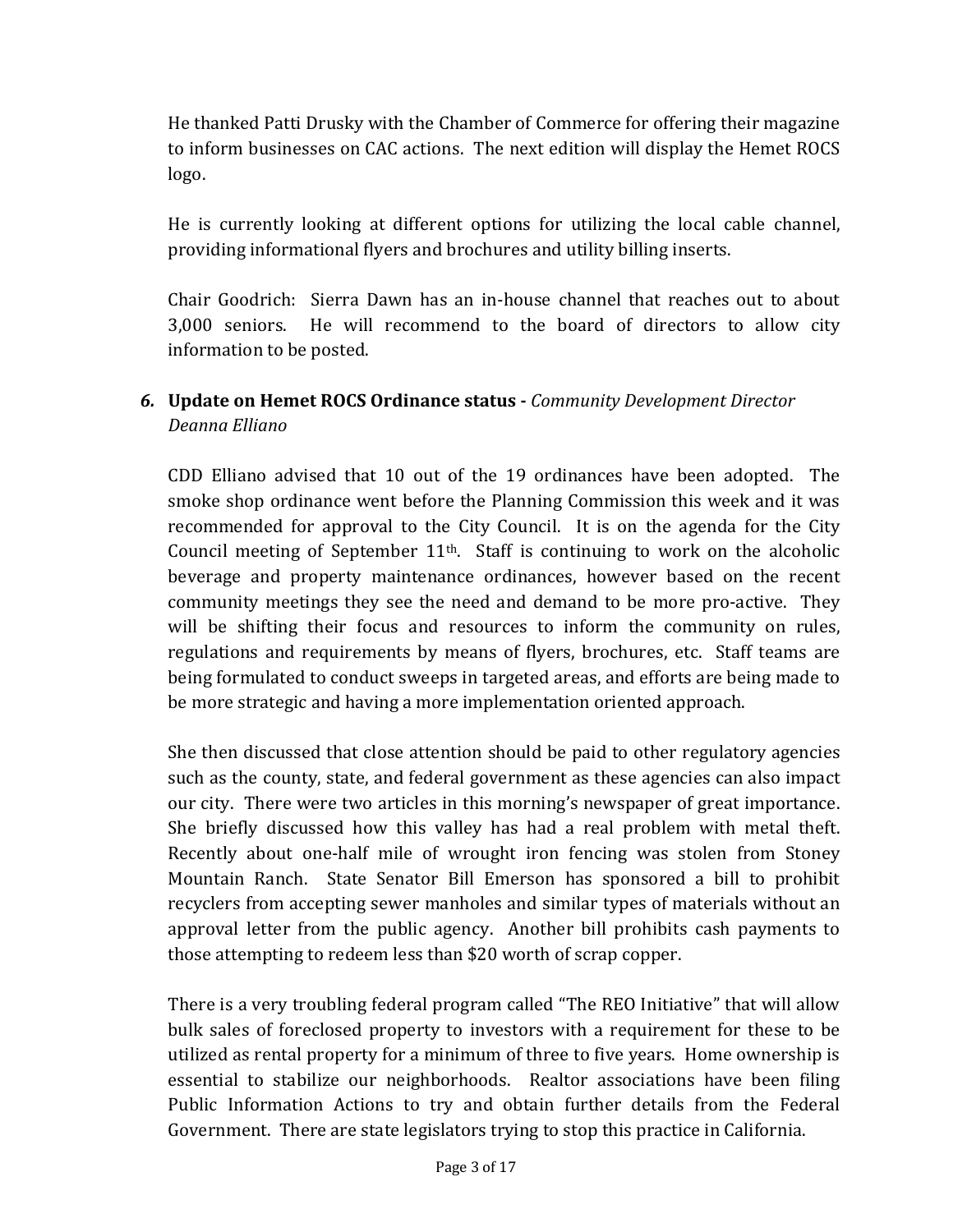He thanked Patti Drusky with the Chamber of Commerce for offering their magazine to inform businesses on CAC actions. The next edition will display the Hemet ROCS logo.

He is currently looking at different options for utilizing the local cable channel, providing informational flyers and brochures and utility billing inserts.

Chair Goodrich: Sierra Dawn has an in-house channel that reaches out to about 3,000 seniors. He will recommend to the board of directors to allow city information to be posted.

***6.*** **Update on Hemet ROCS Ordinance status -** *Community Development Director Deanna Elliano*

CDD Elliano advised that 10 out of the 19 ordinances have been adopted. The smoke shop ordinance went before the Planning Commission this week and it was recommended for approval to the City Council. It is on the agenda for the City Council meeting of September 11th. Staff is continuing to work on the alcoholic beverage and property maintenance ordinances, however based on the recent community meetings they see the need and demand to be more pro-active. They will be shifting their focus and resources to inform the community on rules, regulations and requirements by means of flyers, brochures, etc. Staff teams are being formulated to conduct sweeps in targeted areas, and efforts are being made to be more strategic and having a more implementation oriented approach.

She then discussed that close attention should be paid to other regulatory agencies such as the county, state, and federal government as these agencies can also impact our city. There were two articles in this morning's newspaper of great importance. She briefly discussed how this valley has had a real problem with metal theft. Recently about one-half mile of wrought iron fencing was stolen from Stoney Mountain Ranch. State Senator Bill Emerson has sponsored a bill to prohibit recyclers from accepting sewer manholes and similar types of materials without an approval letter from the public agency. Another bill prohibits cash payments to those attempting to redeem less than $20 worth of scrap copper.

There is a very troubling federal program called "The REO Initiative" that will allow bulk sales of foreclosed property to investors with a requirement for these to be utilized as rental property for a minimum of three to five years. Home ownership is essential to stabilize our neighborhoods. Realtor associations have been filing Public Information Actions to try and obtain further details from the Federal Government. There are state legislators trying to stop this practice in California.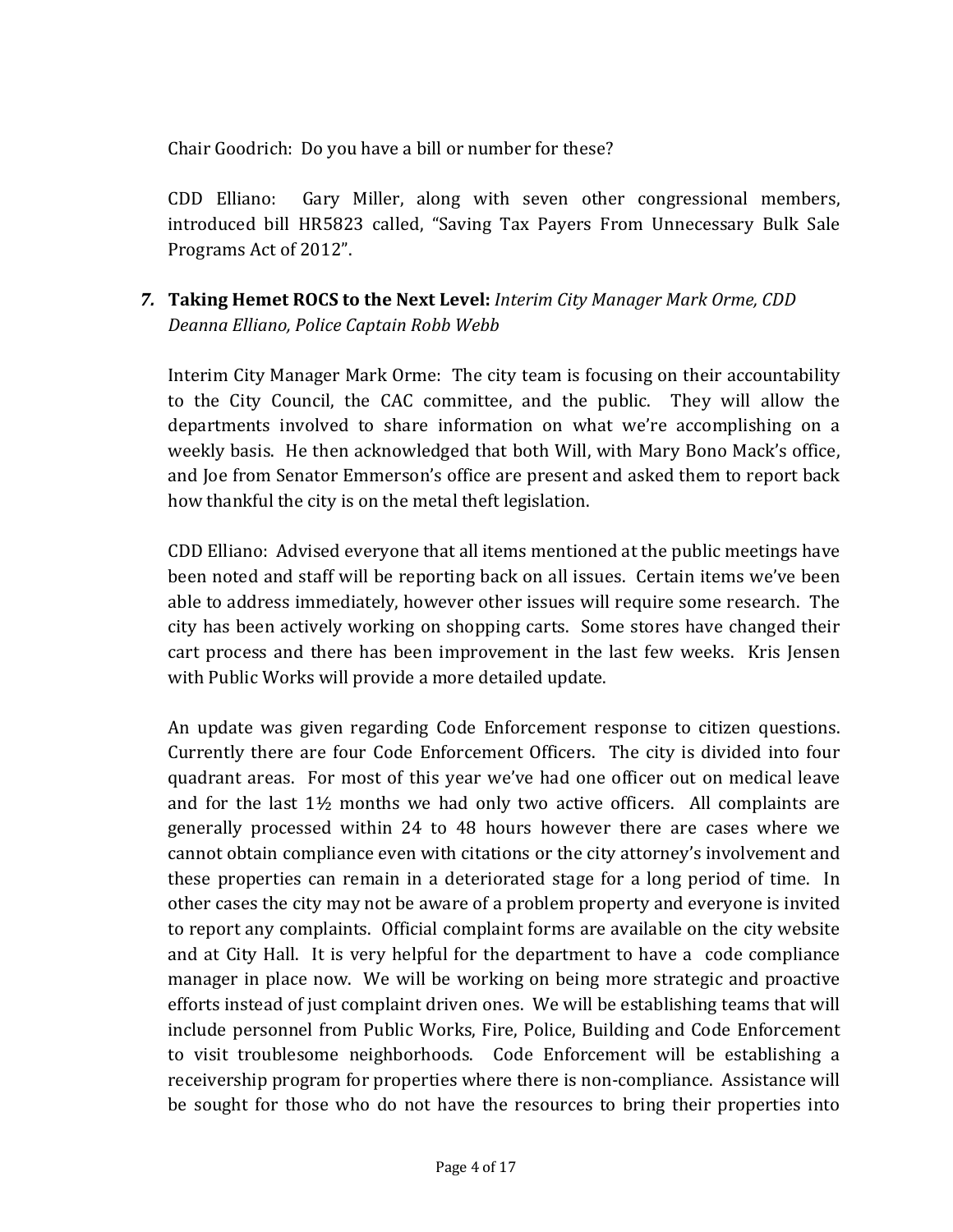Chair Goodrich: Do you have a bill or number for these?

CDD Elliano: Gary Miller, along with seven other congressional members, introduced bill HR5823 called, "Saving Tax Payers From Unnecessary Bulk Sale Programs Act of 2012".

***7.* Taking Hemet ROCS to the Next Level:** *Interim City Manager Mark Orme, CDD Deanna Elliano, Police Captain Robb Webb*

Interim City Manager Mark Orme: The city team is focusing on their accountability to the City Council, the CAC committee, and the public. They will allow the departments involved to share information on what we're accomplishing on a weekly basis. He then acknowledged that both Will, with Mary Bono Mack's office, and Joe from Senator Emmerson's office are present and asked them to report back how thankful the city is on the metal theft legislation.

CDD Elliano: Advised everyone that all items mentioned at the public meetings have been noted and staff will be reporting back on all issues. Certain items we've been able to address immediately, however other issues will require some research. The city has been actively working on shopping carts. Some stores have changed their cart process and there has been improvement in the last few weeks. Kris Jensen with Public Works will provide a more detailed update.

An update was given regarding Code Enforcement response to citizen questions. Currently there are four Code Enforcement Officers. The city is divided into four quadrant areas. For most of this year we've had one officer out on medical leave and for the last 1½ months we had only two active officers. All complaints are generally processed within 24 to 48 hours however there are cases where we cannot obtain compliance even with citations or the city attorney's involvement and these properties can remain in a deteriorated stage for a long period of time. In other cases the city may not be aware of a problem property and everyone is invited to report any complaints. Official complaint forms are available on the city website and at City Hall. It is very helpful for the department to have a code compliance manager in place now. We will be working on being more strategic and proactive efforts instead of just complaint driven ones. We will be establishing teams that will include personnel from Public Works, Fire, Police, Building and Code Enforcement to visit troublesome neighborhoods. Code Enforcement will be establishing a receivership program for properties where there is non-compliance. Assistance will be sought for those who do not have the resources to bring their properties into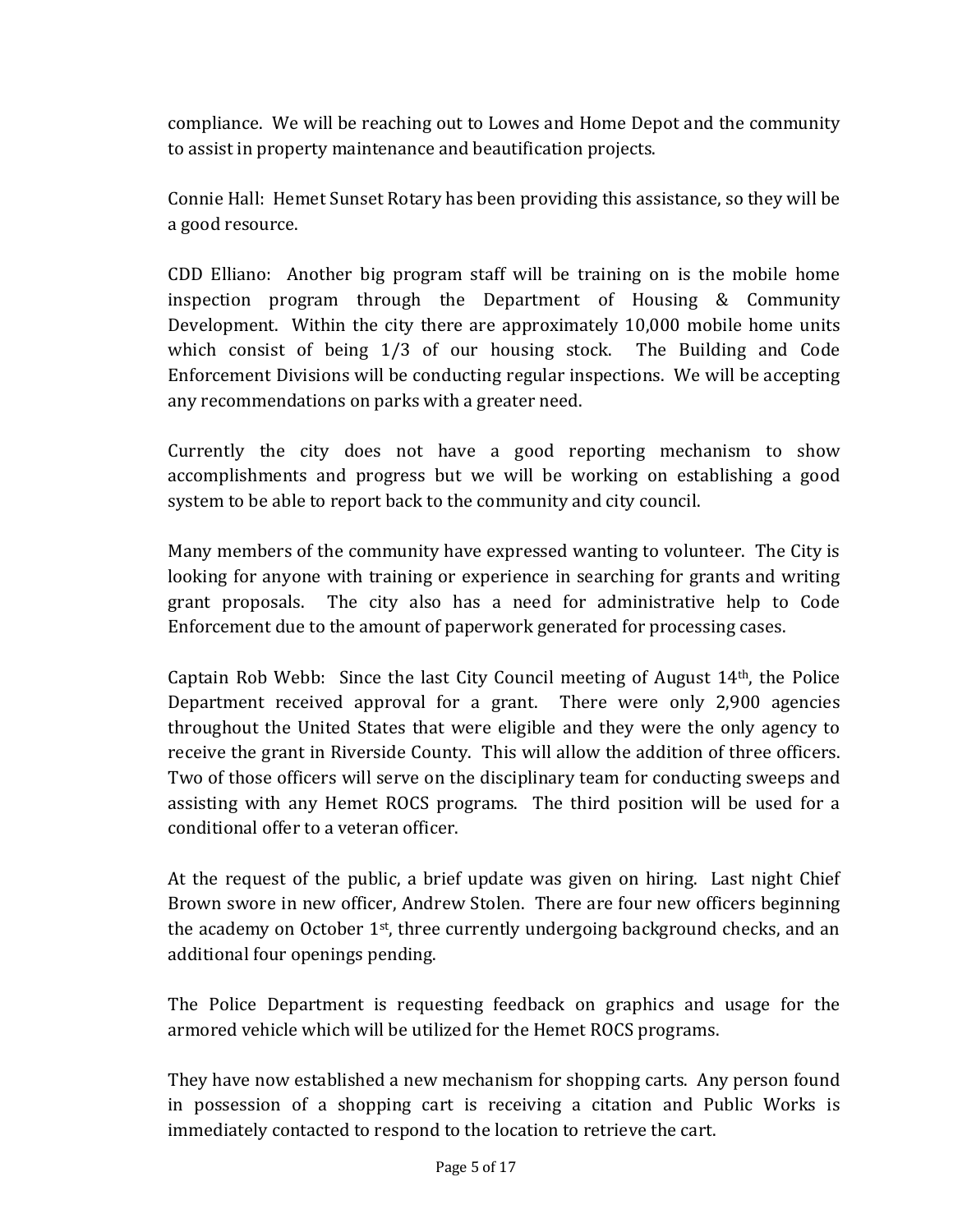compliance. We will be reaching out to Lowes and Home Depot and the community to assist in property maintenance and beautification projects.

Connie Hall: Hemet Sunset Rotary has been providing this assistance, so they will be a good resource.

CDD Elliano: Another big program staff will be training on is the mobile home inspection program through the Department of Housing & Community Development. Within the city there are approximately 10,000 mobile home units which consist of being 1/3 of our housing stock. The Building and Code Enforcement Divisions will be conducting regular inspections. We will be accepting any recommendations on parks with a greater need.

Currently the city does not have a good reporting mechanism to show accomplishments and progress but we will be working on establishing a good system to be able to report back to the community and city council.

Many members of the community have expressed wanting to volunteer. The City is looking for anyone with training or experience in searching for grants and writing grant proposals. The city also has a need for administrative help to Code Enforcement due to the amount of paperwork generated for processing cases.

Captain Rob Webb: Since the last City Council meeting of August 14th, the Police Department received approval for a grant. There were only 2,900 agencies throughout the United States that were eligible and they were the only agency to receive the grant in Riverside County. This will allow the addition of three officers. Two of those officers will serve on the disciplinary team for conducting sweeps and assisting with any Hemet ROCS programs. The third position will be used for a conditional offer to a veteran officer.

At the request of the public, a brief update was given on hiring. Last night Chief Brown swore in new officer, Andrew Stolen. There are four new officers beginning the academy on October 1st, three currently undergoing background checks, and an additional four openings pending.

The Police Department is requesting feedback on graphics and usage for the armored vehicle which will be utilized for the Hemet ROCS programs.

They have now established a new mechanism for shopping carts. Any person found in possession of a shopping cart is receiving a citation and Public Works is immediately contacted to respond to the location to retrieve the cart.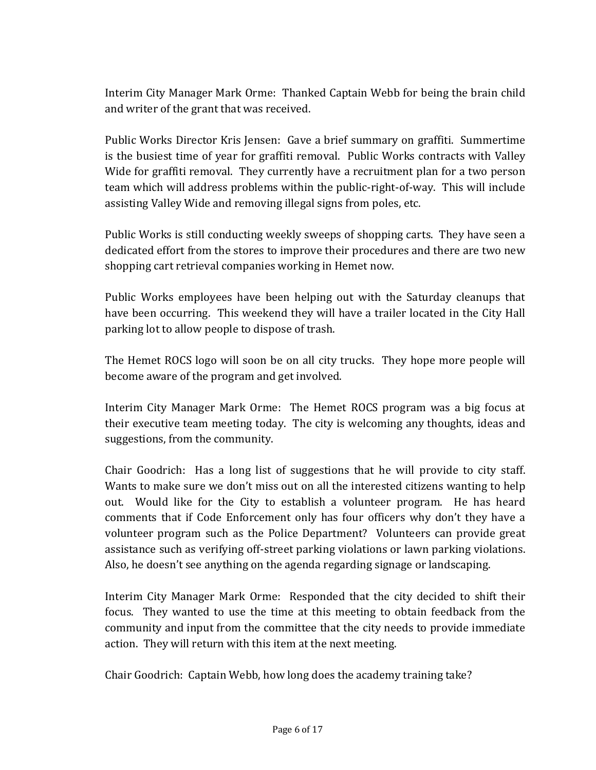Interim City Manager Mark Orme: Thanked Captain Webb for being the brain child and writer of the grant that was received.

Public Works Director Kris Jensen: Gave a brief summary on graffiti. Summertime is the busiest time of year for graffiti removal. Public Works contracts with Valley Wide for graffiti removal. They currently have a recruitment plan for a two person team which will address problems within the public-right-of-way. This will include assisting Valley Wide and removing illegal signs from poles, etc.

Public Works is still conducting weekly sweeps of shopping carts. They have seen a dedicated effort from the stores to improve their procedures and there are two new shopping cart retrieval companies working in Hemet now.

Public Works employees have been helping out with the Saturday cleanups that have been occurring. This weekend they will have a trailer located in the City Hall parking lot to allow people to dispose of trash.

The Hemet ROCS logo will soon be on all city trucks. They hope more people will become aware of the program and get involved.

Interim City Manager Mark Orme: The Hemet ROCS program was a big focus at their executive team meeting today. The city is welcoming any thoughts, ideas and suggestions, from the community.

Chair Goodrich: Has a long list of suggestions that he will provide to city staff. Wants to make sure we don't miss out on all the interested citizens wanting to help out. Would like for the City to establish a volunteer program. He has heard comments that if Code Enforcement only has four officers why don't they have a volunteer program such as the Police Department? Volunteers can provide great assistance such as verifying off-street parking violations or lawn parking violations. Also, he doesn't see anything on the agenda regarding signage or landscaping.

Interim City Manager Mark Orme: Responded that the city decided to shift their focus. They wanted to use the time at this meeting to obtain feedback from the community and input from the committee that the city needs to provide immediate action. They will return with this item at the next meeting.

Chair Goodrich: Captain Webb, how long does the academy training take?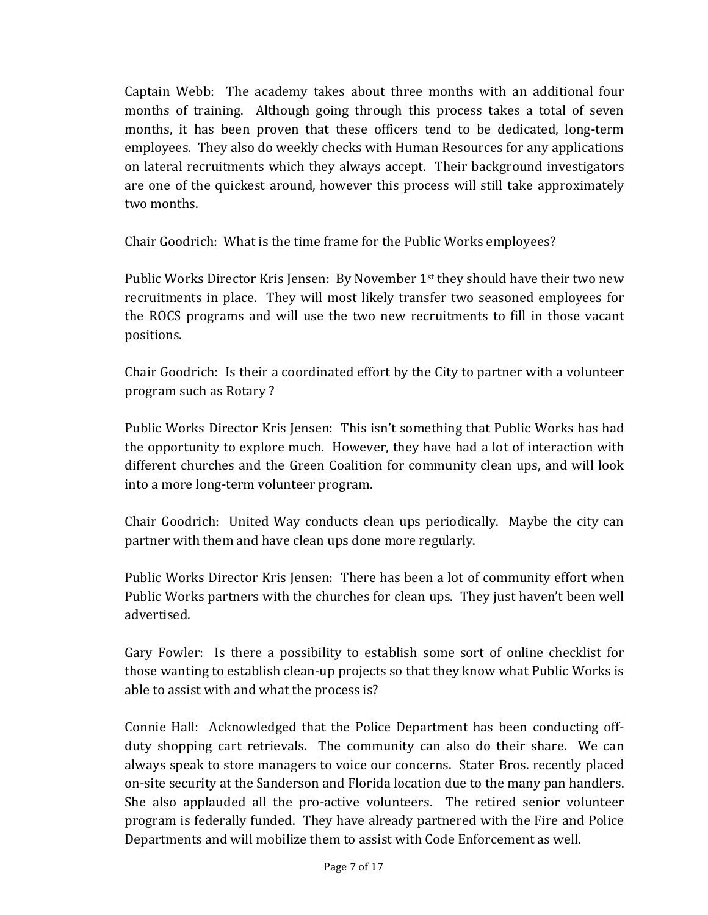Captain Webb: The academy takes about three months with an additional four months of training. Although going through this process takes a total of seven months, it has been proven that these officers tend to be dedicated, long-term employees. They also do weekly checks with Human Resources for any applications on lateral recruitments which they always accept. Their background investigators are one of the quickest around, however this process will still take approximately two months.

Chair Goodrich: What is the time frame for the Public Works employees?

Public Works Director Kris Jensen: By November 1st they should have their two new recruitments in place. They will most likely transfer two seasoned employees for the ROCS programs and will use the two new recruitments to fill in those vacant positions.

Chair Goodrich: Is their a coordinated effort by the City to partner with a volunteer program such as Rotary ?

Public Works Director Kris Jensen: This isn't something that Public Works has had the opportunity to explore much. However, they have had a lot of interaction with different churches and the Green Coalition for community clean ups, and will look into a more long-term volunteer program.

Chair Goodrich: United Way conducts clean ups periodically. Maybe the city can partner with them and have clean ups done more regularly.

Public Works Director Kris Jensen: There has been a lot of community effort when Public Works partners with the churches for clean ups. They just haven't been well advertised.

Gary Fowler: Is there a possibility to establish some sort of online checklist for those wanting to establish clean-up projects so that they know what Public Works is able to assist with and what the process is?

Connie Hall: Acknowledged that the Police Department has been conducting off-duty shopping cart retrievals. The community can also do their share. We can always speak to store managers to voice our concerns. Stater Bros. recently placed on-site security at the Sanderson and Florida location due to the many pan handlers. She also applauded all the pro-active volunteers. The retired senior volunteer program is federally funded. They have already partnered with the Fire and Police Departments and will mobilize them to assist with Code Enforcement as well.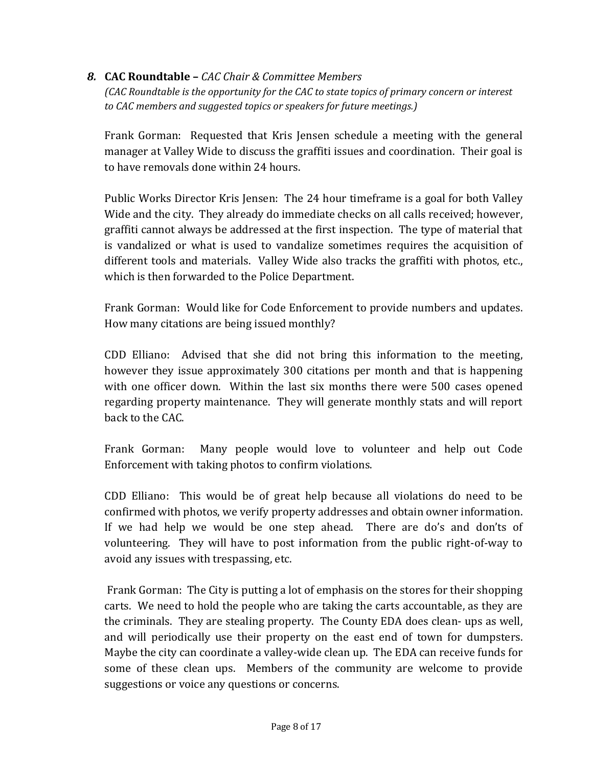## *8.* **CAC Roundtable –** *CAC Chair & Committee Members*

*(CAC Roundtable is the opportunity for the CAC to state topics of primary concern or interest to CAC members and suggested topics or speakers for future meetings.)*

Frank Gorman: Requested that Kris Jensen schedule a meeting with the general manager at Valley Wide to discuss the graffiti issues and coordination. Their goal is to have removals done within 24 hours.

Public Works Director Kris Jensen: The 24 hour timeframe is a goal for both Valley Wide and the city. They already do immediate checks on all calls received; however, graffiti cannot always be addressed at the first inspection. The type of material that is vandalized or what is used to vandalize sometimes requires the acquisition of different tools and materials. Valley Wide also tracks the graffiti with photos, etc., which is then forwarded to the Police Department.

Frank Gorman: Would like for Code Enforcement to provide numbers and updates. How many citations are being issued monthly?

CDD Elliano: Advised that she did not bring this information to the meeting, however they issue approximately 300 citations per month and that is happening with one officer down. Within the last six months there were 500 cases opened regarding property maintenance. They will generate monthly stats and will report back to the CAC.

Frank Gorman: Many people would love to volunteer and help out Code Enforcement with taking photos to confirm violations.

CDD Elliano: This would be of great help because all violations do need to be confirmed with photos, we verify property addresses and obtain owner information. If we had help we would be one step ahead. There are do's and don'ts of volunteering. They will have to post information from the public right-of-way to avoid any issues with trespassing, etc.

Frank Gorman: The City is putting a lot of emphasis on the stores for their shopping carts. We need to hold the people who are taking the carts accountable, as they are the criminals. They are stealing property. The County EDA does clean- ups as well, and will periodically use their property on the east end of town for dumpsters. Maybe the city can coordinate a valley-wide clean up. The EDA can receive funds for some of these clean ups. Members of the community are welcome to provide suggestions or voice any questions or concerns.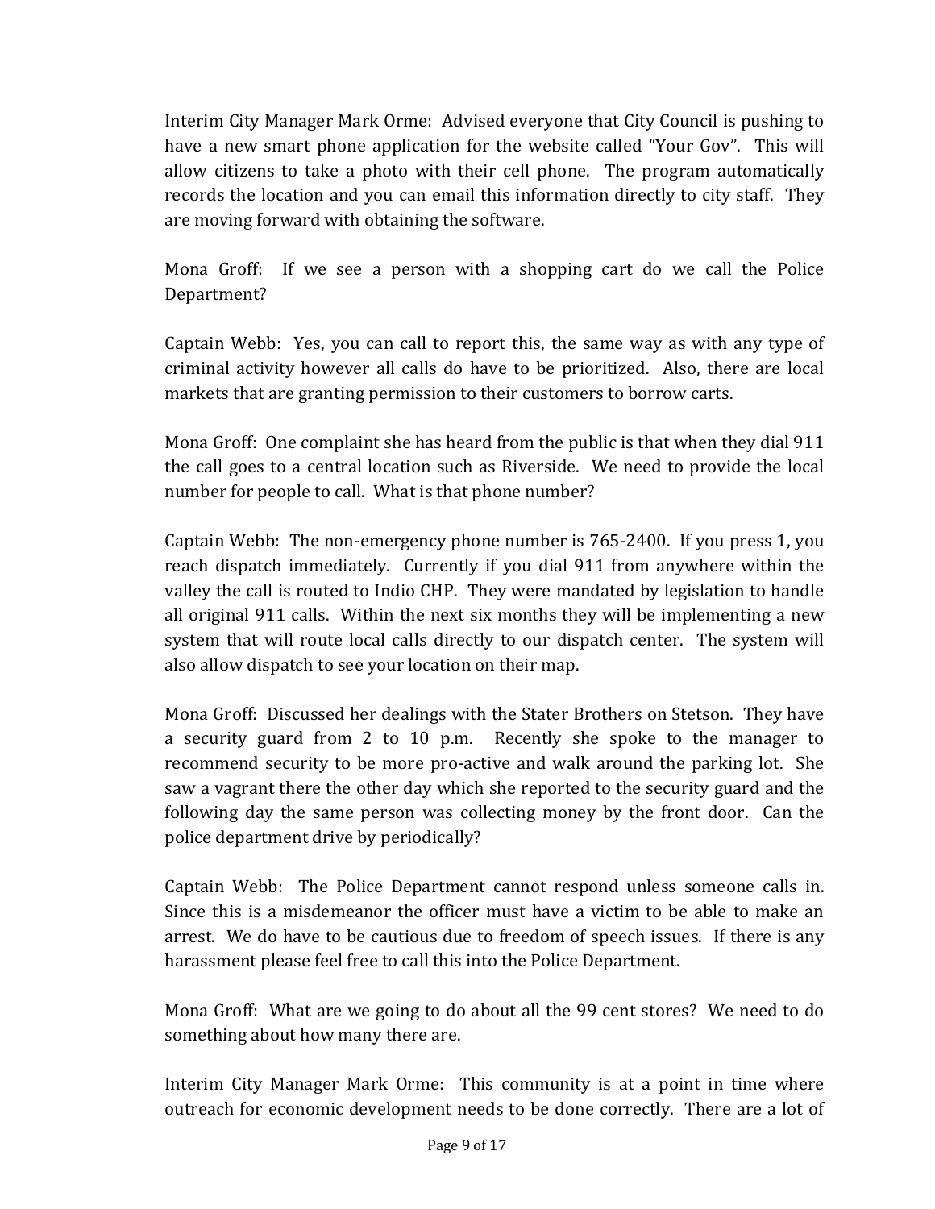Interim City Manager Mark Orme: Advised everyone that City Council is pushing to have a new smart phone application for the website called "Your Gov". This will allow citizens to take a photo with their cell phone. The program automatically records the location and you can email this information directly to city staff. They are moving forward with obtaining the software.

Mona Groff: If we see a person with a shopping cart do we call the Police Department?

Captain Webb: Yes, you can call to report this, the same way as with any type of criminal activity however all calls do have to be prioritized. Also, there are local markets that are granting permission to their customers to borrow carts.

Mona Groff: One complaint she has heard from the public is that when they dial 911 the call goes to a central location such as Riverside. We need to provide the local number for people to call. What is that phone number?

Captain Webb: The non-emergency phone number is 765-2400. If you press 1, you reach dispatch immediately. Currently if you dial 911 from anywhere within the valley the call is routed to Indio CHP. They were mandated by legislation to handle all original 911 calls. Within the next six months they will be implementing a new system that will route local calls directly to our dispatch center. The system will also allow dispatch to see your location on their map.

Mona Groff: Discussed her dealings with the Stater Brothers on Stetson. They have a security guard from 2 to 10 p.m. Recently she spoke to the manager to recommend security to be more pro-active and walk around the parking lot. She saw a vagrant there the other day which she reported to the security guard and the following day the same person was collecting money by the front door. Can the police department drive by periodically?

Captain Webb: The Police Department cannot respond unless someone calls in. Since this is a misdemeanor the officer must have a victim to be able to make an arrest. We do have to be cautious due to freedom of speech issues. If there is any harassment please feel free to call this into the Police Department.

Mona Groff: What are we going to do about all the 99 cent stores? We need to do something about how many there are.

Interim City Manager Mark Orme: This community is at a point in time where outreach for economic development needs to be done correctly. There are a lot of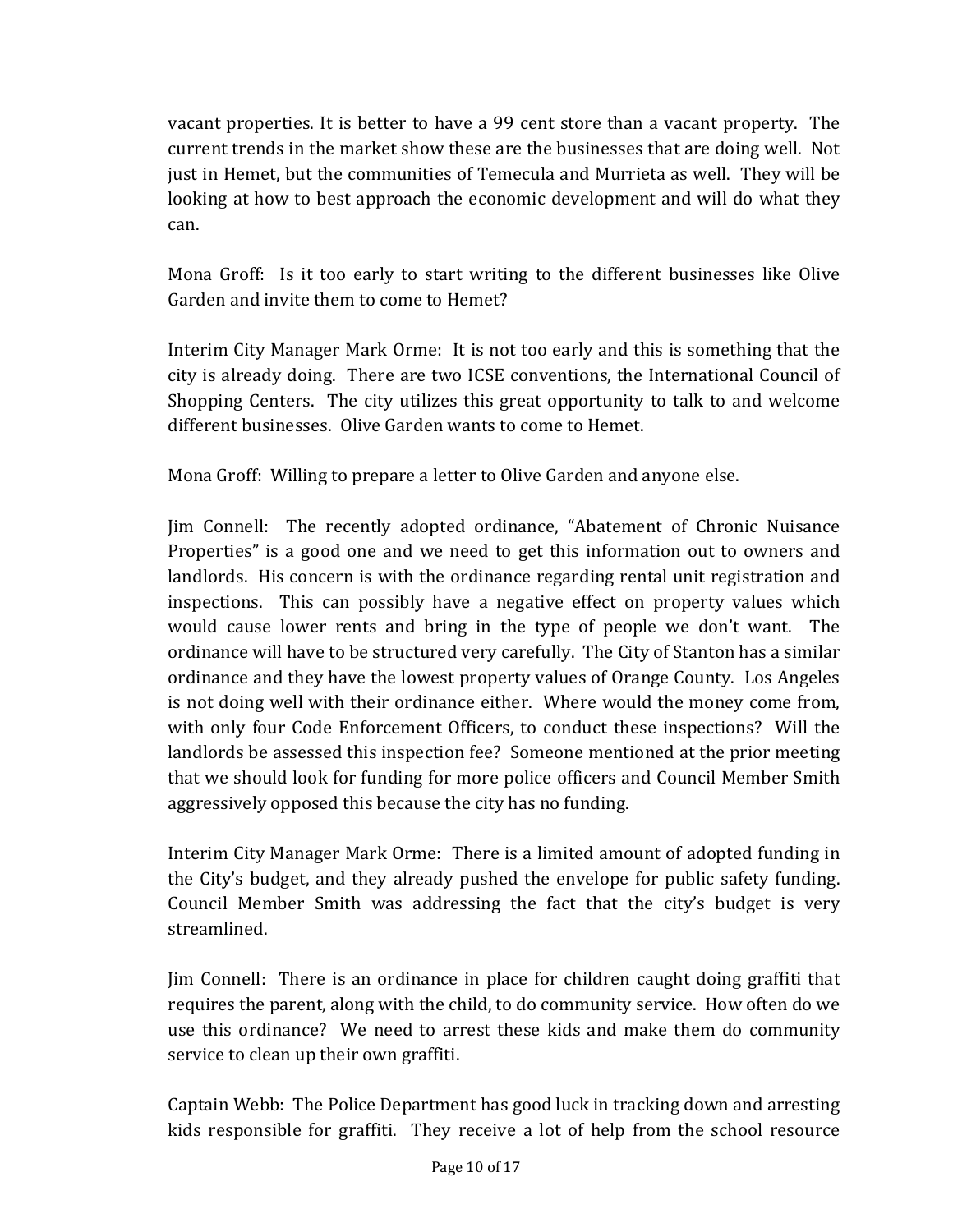vacant properties. It is better to have a 99 cent store than a vacant property. The current trends in the market show these are the businesses that are doing well. Not just in Hemet, but the communities of Temecula and Murrieta as well. They will be looking at how to best approach the economic development and will do what they can.

Mona Groff: Is it too early to start writing to the different businesses like Olive Garden and invite them to come to Hemet?

Interim City Manager Mark Orme: It is not too early and this is something that the city is already doing. There are two ICSE conventions, the International Council of Shopping Centers. The city utilizes this great opportunity to talk to and welcome different businesses. Olive Garden wants to come to Hemet.

Mona Groff: Willing to prepare a letter to Olive Garden and anyone else.

Jim Connell: The recently adopted ordinance, "Abatement of Chronic Nuisance Properties" is a good one and we need to get this information out to owners and landlords. His concern is with the ordinance regarding rental unit registration and inspections. This can possibly have a negative effect on property values which would cause lower rents and bring in the type of people we don't want. The ordinance will have to be structured very carefully. The City of Stanton has a similar ordinance and they have the lowest property values of Orange County. Los Angeles is not doing well with their ordinance either. Where would the money come from, with only four Code Enforcement Officers, to conduct these inspections? Will the landlords be assessed this inspection fee? Someone mentioned at the prior meeting that we should look for funding for more police officers and Council Member Smith aggressively opposed this because the city has no funding.

Interim City Manager Mark Orme: There is a limited amount of adopted funding in the City's budget, and they already pushed the envelope for public safety funding. Council Member Smith was addressing the fact that the city's budget is very streamlined.

Jim Connell: There is an ordinance in place for children caught doing graffiti that requires the parent, along with the child, to do community service. How often do we use this ordinance? We need to arrest these kids and make them do community service to clean up their own graffiti.

Captain Webb: The Police Department has good luck in tracking down and arresting kids responsible for graffiti. They receive a lot of help from the school resource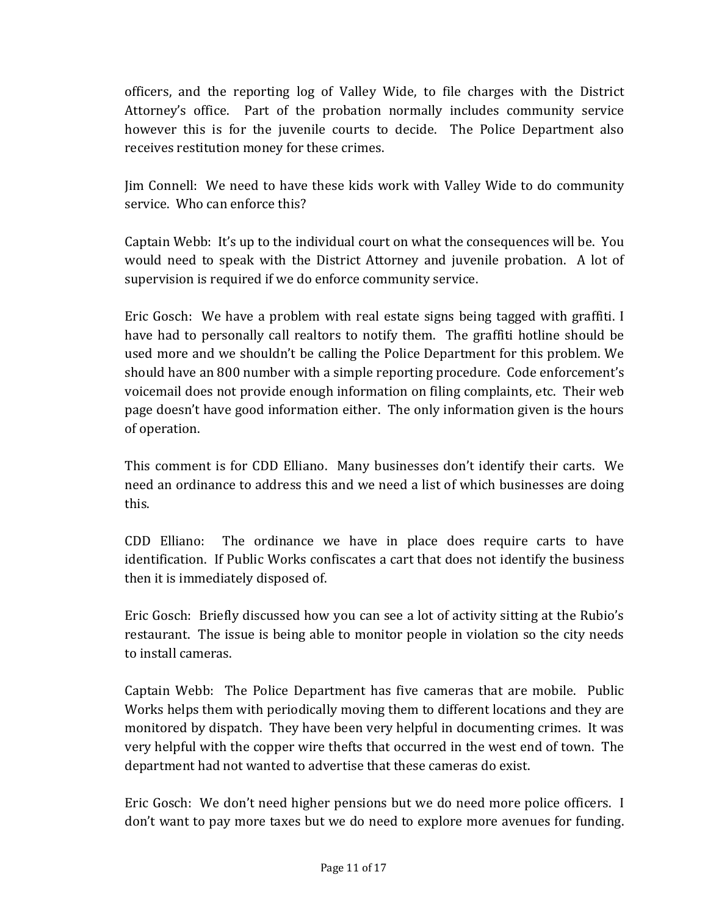officers, and the reporting log of Valley Wide, to file charges with the District Attorney's office. Part of the probation normally includes community service however this is for the juvenile courts to decide. The Police Department also receives restitution money for these crimes.

Jim Connell: We need to have these kids work with Valley Wide to do community service. Who can enforce this?

Captain Webb: It's up to the individual court on what the consequences will be. You would need to speak with the District Attorney and juvenile probation. A lot of supervision is required if we do enforce community service.

Eric Gosch: We have a problem with real estate signs being tagged with graffiti. I have had to personally call realtors to notify them. The graffiti hotline should be used more and we shouldn't be calling the Police Department for this problem. We should have an 800 number with a simple reporting procedure. Code enforcement's voicemail does not provide enough information on filing complaints, etc. Their web page doesn't have good information either. The only information given is the hours of operation.

This comment is for CDD Elliano. Many businesses don't identify their carts. We need an ordinance to address this and we need a list of which businesses are doing this.

CDD Elliano: The ordinance we have in place does require carts to have identification. If Public Works confiscates a cart that does not identify the business then it is immediately disposed of.

Eric Gosch: Briefly discussed how you can see a lot of activity sitting at the Rubio's restaurant. The issue is being able to monitor people in violation so the city needs to install cameras.

Captain Webb: The Police Department has five cameras that are mobile. Public Works helps them with periodically moving them to different locations and they are monitored by dispatch. They have been very helpful in documenting crimes. It was very helpful with the copper wire thefts that occurred in the west end of town. The department had not wanted to advertise that these cameras do exist.

Eric Gosch: We don't need higher pensions but we do need more police officers. I don't want to pay more taxes but we do need to explore more avenues for funding.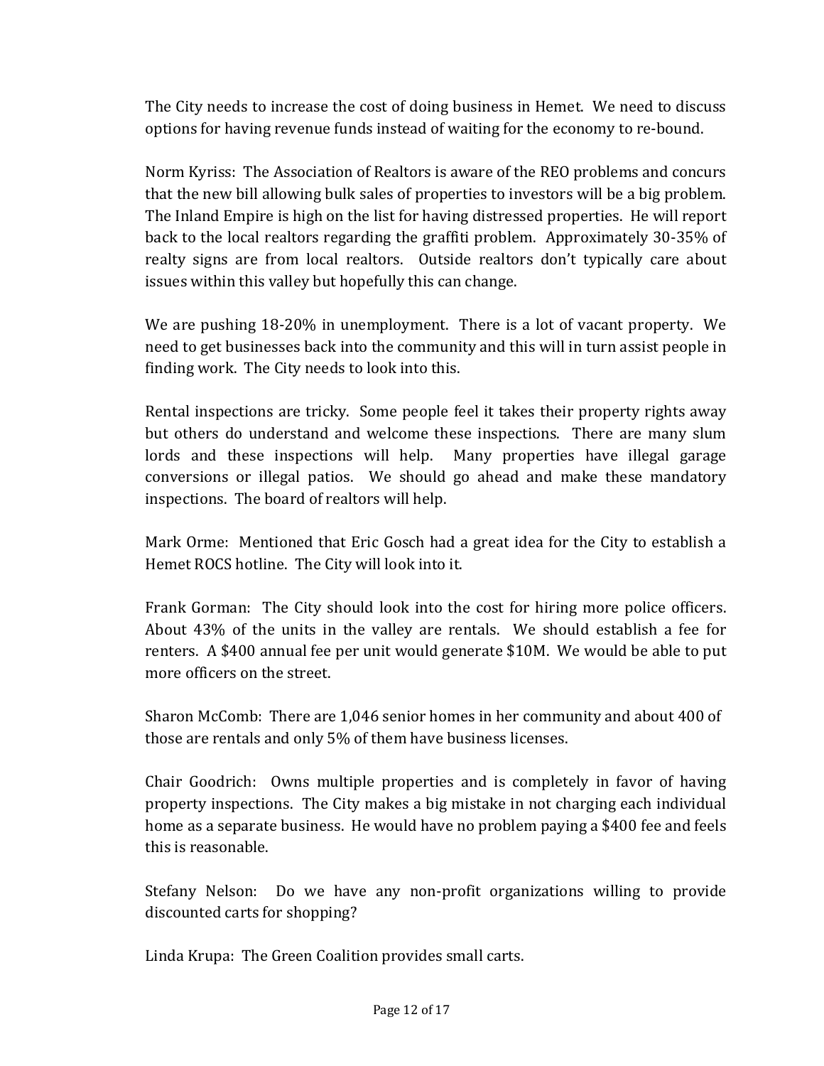The City needs to increase the cost of doing business in Hemet. We need to discuss options for having revenue funds instead of waiting for the economy to re-bound.

Norm Kyriss: The Association of Realtors is aware of the REO problems and concurs that the new bill allowing bulk sales of properties to investors will be a big problem. The Inland Empire is high on the list for having distressed properties. He will report back to the local realtors regarding the graffiti problem. Approximately 30-35% of realty signs are from local realtors. Outside realtors don't typically care about issues within this valley but hopefully this can change.

We are pushing 18-20% in unemployment. There is a lot of vacant property. We need to get businesses back into the community and this will in turn assist people in finding work. The City needs to look into this.

Rental inspections are tricky. Some people feel it takes their property rights away but others do understand and welcome these inspections. There are many slum lords and these inspections will help. Many properties have illegal garage conversions or illegal patios. We should go ahead and make these mandatory inspections. The board of realtors will help.

Mark Orme: Mentioned that Eric Gosch had a great idea for the City to establish a Hemet ROCS hotline. The City will look into it.

Frank Gorman: The City should look into the cost for hiring more police officers. About 43% of the units in the valley are rentals. We should establish a fee for renters. A $400 annual fee per unit would generate $10M. We would be able to put more officers on the street.

Sharon McComb: There are 1,046 senior homes in her community and about 400 of those are rentals and only 5% of them have business licenses.

Chair Goodrich: Owns multiple properties and is completely in favor of having property inspections. The City makes a big mistake in not charging each individual home as a separate business. He would have no problem paying a $400 fee and feels this is reasonable.

Stefany Nelson: Do we have any non-profit organizations willing to provide discounted carts for shopping?

Linda Krupa: The Green Coalition provides small carts.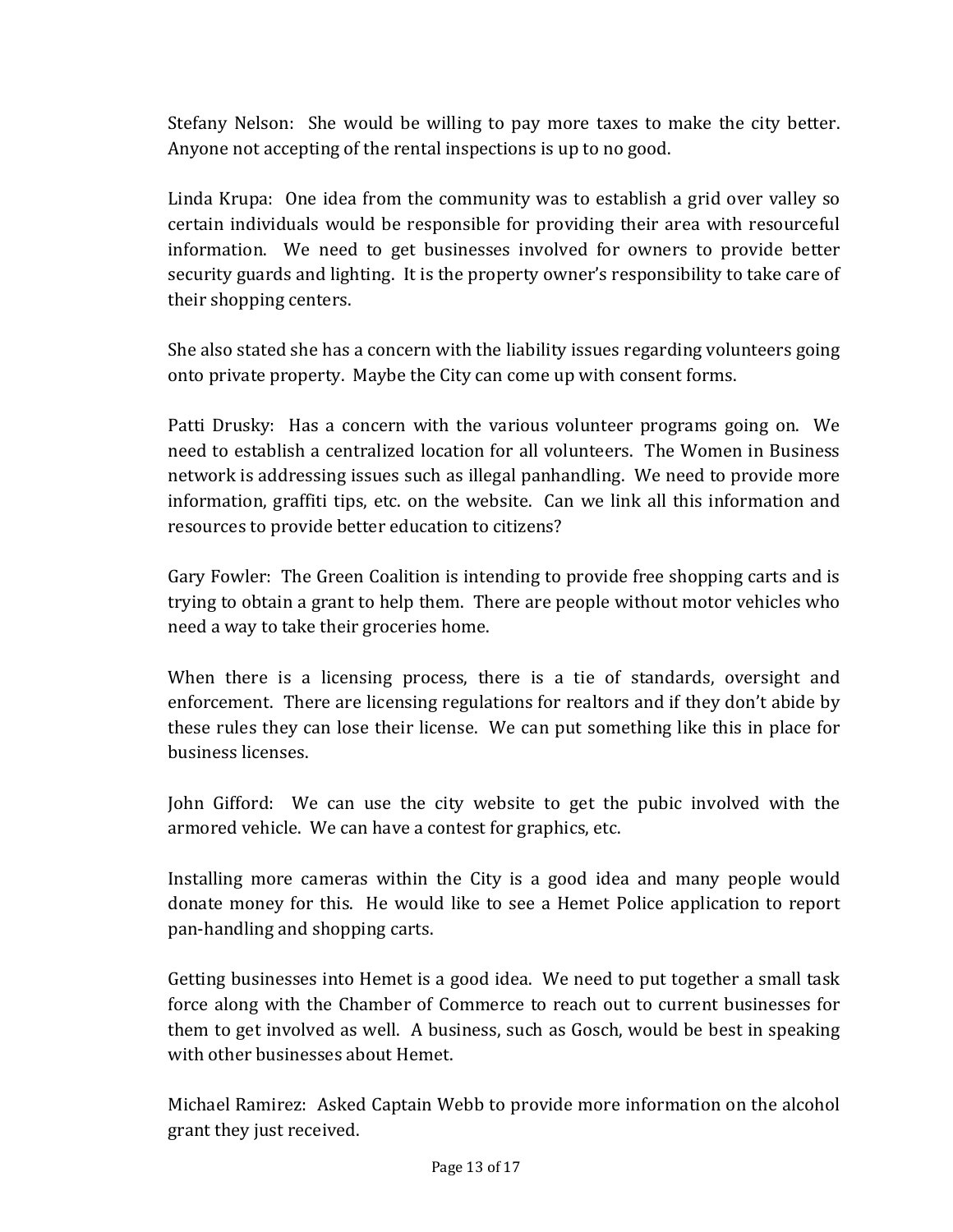Stefany Nelson: She would be willing to pay more taxes to make the city better. Anyone not accepting of the rental inspections is up to no good.

Linda Krupa: One idea from the community was to establish a grid over valley so certain individuals would be responsible for providing their area with resourceful information. We need to get businesses involved for owners to provide better security guards and lighting. It is the property owner's responsibility to take care of their shopping centers.

She also stated she has a concern with the liability issues regarding volunteers going onto private property. Maybe the City can come up with consent forms.

Patti Drusky: Has a concern with the various volunteer programs going on. We need to establish a centralized location for all volunteers. The Women in Business network is addressing issues such as illegal panhandling. We need to provide more information, graffiti tips, etc. on the website. Can we link all this information and resources to provide better education to citizens?

Gary Fowler: The Green Coalition is intending to provide free shopping carts and is trying to obtain a grant to help them. There are people without motor vehicles who need a way to take their groceries home.

When there is a licensing process, there is a tie of standards, oversight and enforcement. There are licensing regulations for realtors and if they don't abide by these rules they can lose their license. We can put something like this in place for business licenses.

John Gifford: We can use the city website to get the pubic involved with the armored vehicle. We can have a contest for graphics, etc.

Installing more cameras within the City is a good idea and many people would donate money for this. He would like to see a Hemet Police application to report pan-handling and shopping carts.

Getting businesses into Hemet is a good idea. We need to put together a small task force along with the Chamber of Commerce to reach out to current businesses for them to get involved as well. A business, such as Gosch, would be best in speaking with other businesses about Hemet.

Michael Ramirez: Asked Captain Webb to provide more information on the alcohol grant they just received.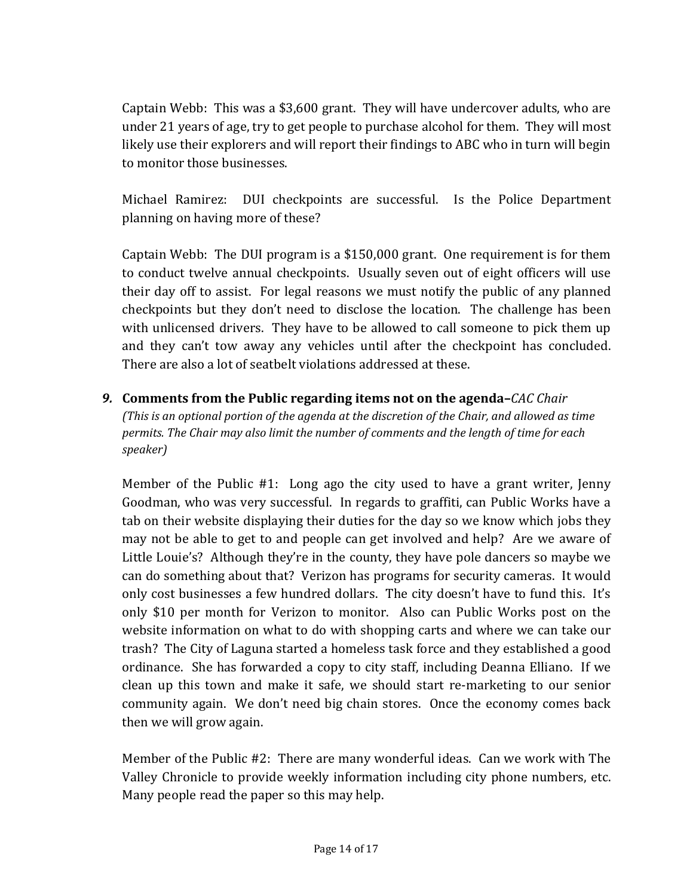Captain Webb: This was a $3,600 grant. They will have undercover adults, who are under 21 years of age, try to get people to purchase alcohol for them. They will most likely use their explorers and will report their findings to ABC who in turn will begin to monitor those businesses.

Michael Ramirez: DUI checkpoints are successful. Is the Police Department planning on having more of these?

Captain Webb: The DUI program is a $150,000 grant. One requirement is for them to conduct twelve annual checkpoints. Usually seven out of eight officers will use their day off to assist. For legal reasons we must notify the public of any planned checkpoints but they don't need to disclose the location. The challenge has been with unlicensed drivers. They have to be allowed to call someone to pick them up and they can't tow away any vehicles until after the checkpoint has concluded. There are also a lot of seatbelt violations addressed at these.

***9.* Comments from the Public regarding items not on the agenda**–*CAC Chair*
*(This is an optional portion of the agenda at the discretion of the Chair, and allowed as time permits. The Chair may also limit the number of comments and the length of time for each speaker)*

Member of the Public #1: Long ago the city used to have a grant writer, Jenny Goodman, who was very successful. In regards to graffiti, can Public Works have a tab on their website displaying their duties for the day so we know which jobs they may not be able to get to and people can get involved and help? Are we aware of Little Louie's? Although they're in the county, they have pole dancers so maybe we can do something about that? Verizon has programs for security cameras. It would only cost businesses a few hundred dollars. The city doesn't have to fund this. It's only $10 per month for Verizon to monitor. Also can Public Works post on the website information on what to do with shopping carts and where we can take our trash? The City of Laguna started a homeless task force and they established a good ordinance. She has forwarded a copy to city staff, including Deanna Elliano. If we clean up this town and make it safe, we should start re-marketing to our senior community again. We don't need big chain stores. Once the economy comes back then we will grow again.

Member of the Public #2: There are many wonderful ideas. Can we work with The Valley Chronicle to provide weekly information including city phone numbers, etc. Many people read the paper so this may help.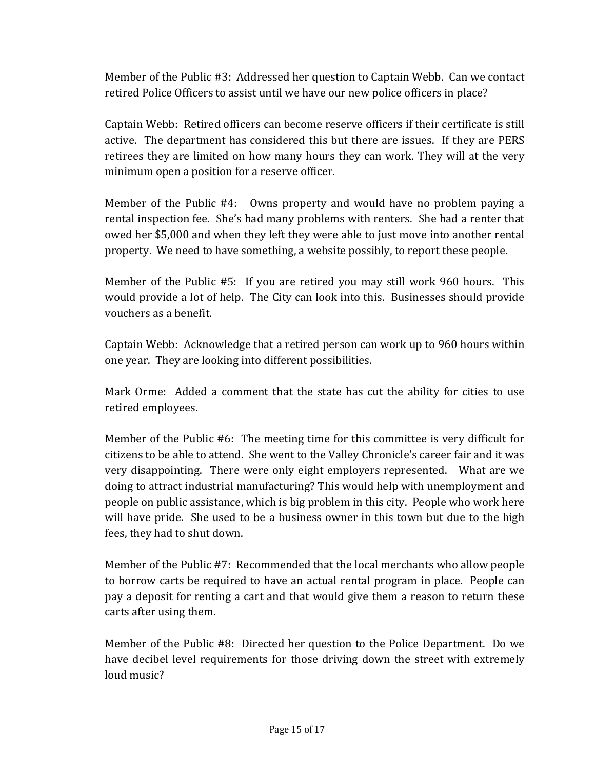Member of the Public #3: Addressed her question to Captain Webb. Can we contact retired Police Officers to assist until we have our new police officers in place?

Captain Webb: Retired officers can become reserve officers if their certificate is still active. The department has considered this but there are issues. If they are PERS retirees they are limited on how many hours they can work. They will at the very minimum open a position for a reserve officer.

Member of the Public #4: Owns property and would have no problem paying a rental inspection fee. She's had many problems with renters. She had a renter that owed her $5,000 and when they left they were able to just move into another rental property. We need to have something, a website possibly, to report these people.

Member of the Public #5: If you are retired you may still work 960 hours. This would provide a lot of help. The City can look into this. Businesses should provide vouchers as a benefit.

Captain Webb: Acknowledge that a retired person can work up to 960 hours within one year. They are looking into different possibilities.

Mark Orme: Added a comment that the state has cut the ability for cities to use retired employees.

Member of the Public #6: The meeting time for this committee is very difficult for citizens to be able to attend. She went to the Valley Chronicle's career fair and it was very disappointing. There were only eight employers represented. What are we doing to attract industrial manufacturing? This would help with unemployment and people on public assistance, which is big problem in this city. People who work here will have pride. She used to be a business owner in this town but due to the high fees, they had to shut down.

Member of the Public #7: Recommended that the local merchants who allow people to borrow carts be required to have an actual rental program in place. People can pay a deposit for renting a cart and that would give them a reason to return these carts after using them.

Member of the Public #8: Directed her question to the Police Department. Do we have decibel level requirements for those driving down the street with extremely loud music?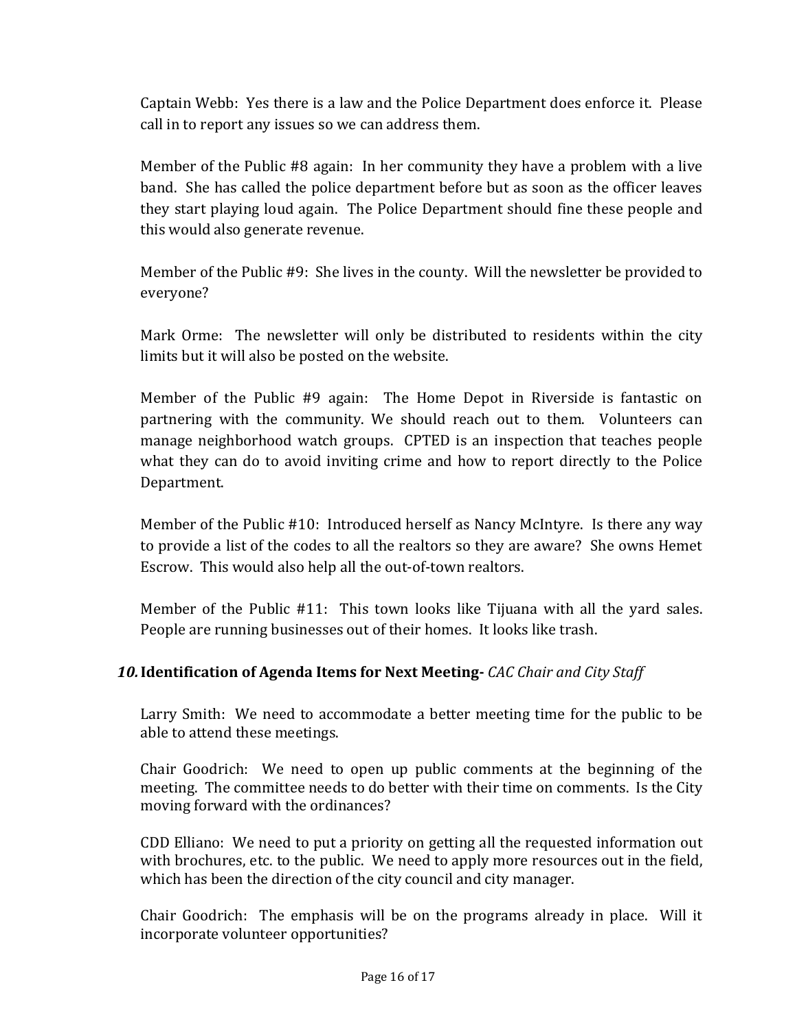Captain Webb: Yes there is a law and the Police Department does enforce it. Please call in to report any issues so we can address them.

Member of the Public #8 again: In her community they have a problem with a live band. She has called the police department before but as soon as the officer leaves they start playing loud again. The Police Department should fine these people and this would also generate revenue.

Member of the Public #9: She lives in the county. Will the newsletter be provided to everyone?

Mark Orme: The newsletter will only be distributed to residents within the city limits but it will also be posted on the website.

Member of the Public #9 again: The Home Depot in Riverside is fantastic on partnering with the community. We should reach out to them. Volunteers can manage neighborhood watch groups. CPTED is an inspection that teaches people what they can do to avoid inviting crime and how to report directly to the Police Department.

Member of the Public #10: Introduced herself as Nancy McIntyre. Is there any way to provide a list of the codes to all the realtors so they are aware? She owns Hemet Escrow. This would also help all the out-of-town realtors.

Member of the Public #11: This town looks like Tijuana with all the yard sales. People are running businesses out of their homes. It looks like trash.

### *10.* Identification of Agenda Items for Next Meeting- *CAC Chair and City Staff*

Larry Smith: We need to accommodate a better meeting time for the public to be able to attend these meetings.

Chair Goodrich: We need to open up public comments at the beginning of the meeting. The committee needs to do better with their time on comments. Is the City moving forward with the ordinances?

CDD Elliano: We need to put a priority on getting all the requested information out with brochures, etc. to the public. We need to apply more resources out in the field, which has been the direction of the city council and city manager.

Chair Goodrich: The emphasis will be on the programs already in place. Will it incorporate volunteer opportunities?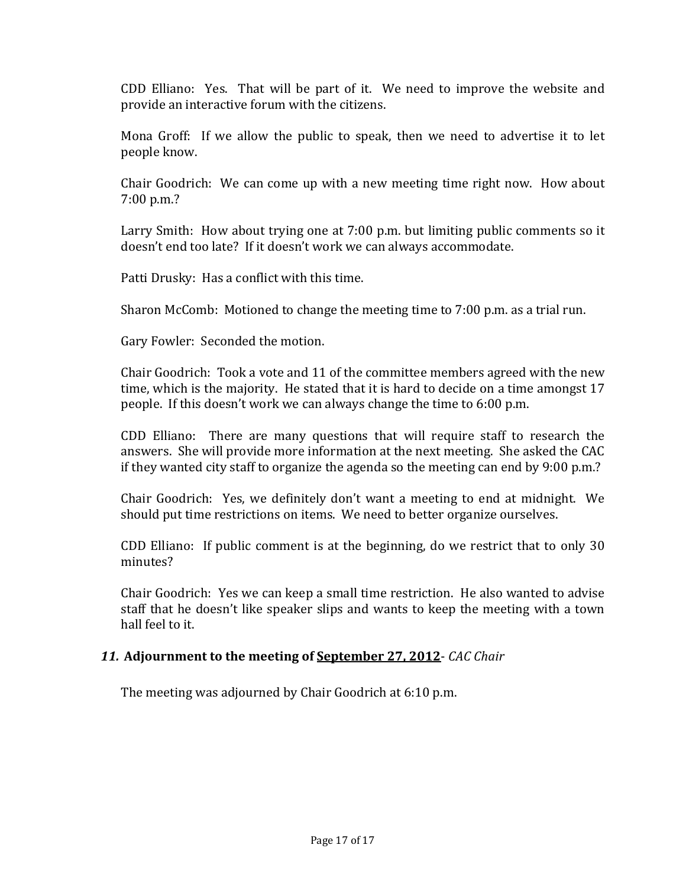CDD Elliano: Yes. That will be part of it. We need to improve the website and provide an interactive forum with the citizens.

Mona Groff: If we allow the public to speak, then we need to advertise it to let people know.

Chair Goodrich: We can come up with a new meeting time right now. How about 7:00 p.m.?

Larry Smith: How about trying one at 7:00 p.m. but limiting public comments so it doesn't end too late? If it doesn't work we can always accommodate.

Patti Drusky: Has a conflict with this time.

Sharon McComb: Motioned to change the meeting time to 7:00 p.m. as a trial run.

Gary Fowler: Seconded the motion.

Chair Goodrich: Took a vote and 11 of the committee members agreed with the new time, which is the majority. He stated that it is hard to decide on a time amongst 17 people. If this doesn't work we can always change the time to 6:00 p.m.

CDD Elliano: There are many questions that will require staff to research the answers. She will provide more information at the next meeting. She asked the CAC if they wanted city staff to organize the agenda so the meeting can end by 9:00 p.m.?

Chair Goodrich: Yes, we definitely don't want a meeting to end at midnight. We should put time restrictions on items. We need to better organize ourselves.

CDD Elliano: If public comment is at the beginning, do we restrict that to only 30 minutes?

Chair Goodrich: Yes we can keep a small time restriction. He also wanted to advise staff that he doesn't like speaker slips and wants to keep the meeting with a town hall feel to it.

### *11.* Adjournment to the meeting of <u>September 27, 2012</u>- *CAC Chair*

The meeting was adjourned by Chair Goodrich at 6:10 p.m.